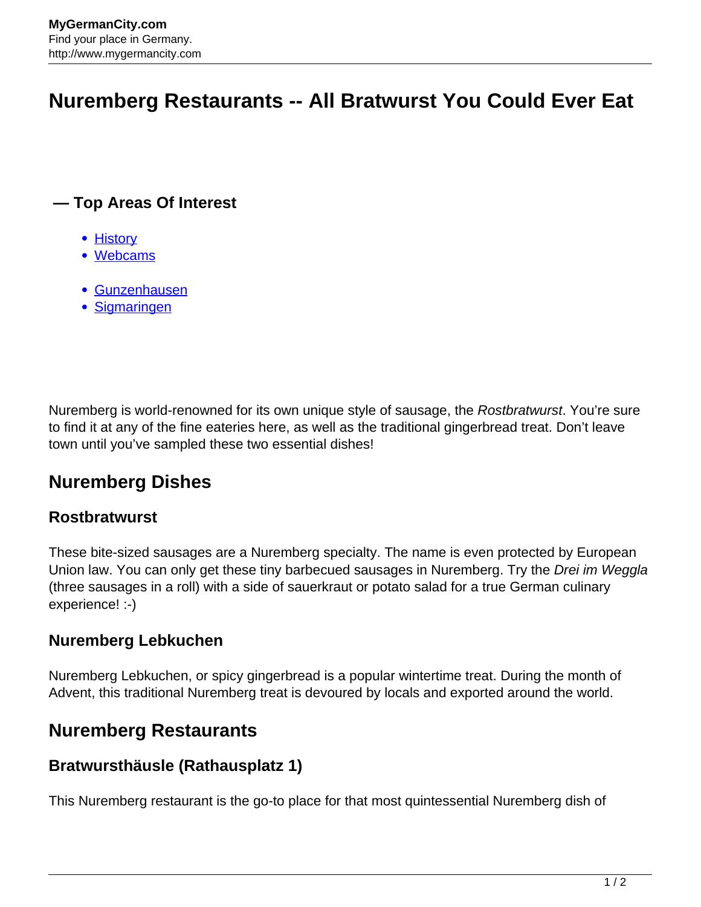# Nuremberg Restaurants -- All Bratwurst You Could Ever Eat

## — Top Areas Of Interest

- History
- Webcams

- Gunzenhausen
- Sigmaringen

Nuremberg is world-renowned for its own unique style of sausage, the *Rostbratwurst*. You're sure to find it at any of the fine eateries here, as well as the traditional gingerbread treat. Don't leave town until you've sampled these two essential dishes!

## Nuremberg Dishes

### Rostbratwurst

These bite-sized sausages are a Nuremberg specialty. The name is even protected by European Union law. You can only get these tiny barbecued sausages in Nuremberg. Try the *Drei im Weggla* (three sausages in a roll) with a side of sauerkraut or potato salad for a true German culinary experience! :-)

### Nuremberg Lebkuchen

Nuremberg Lebkuchen, or spicy gingerbread is a popular wintertime treat. During the month of Advent, this traditional Nuremberg treat is devoured by locals and exported around the world.

## Nuremberg Restaurants

### Bratwursthäusle (Rathausplatz 1)

This Nuremberg restaurant is the go-to place for that most quintessential Nuremberg dish of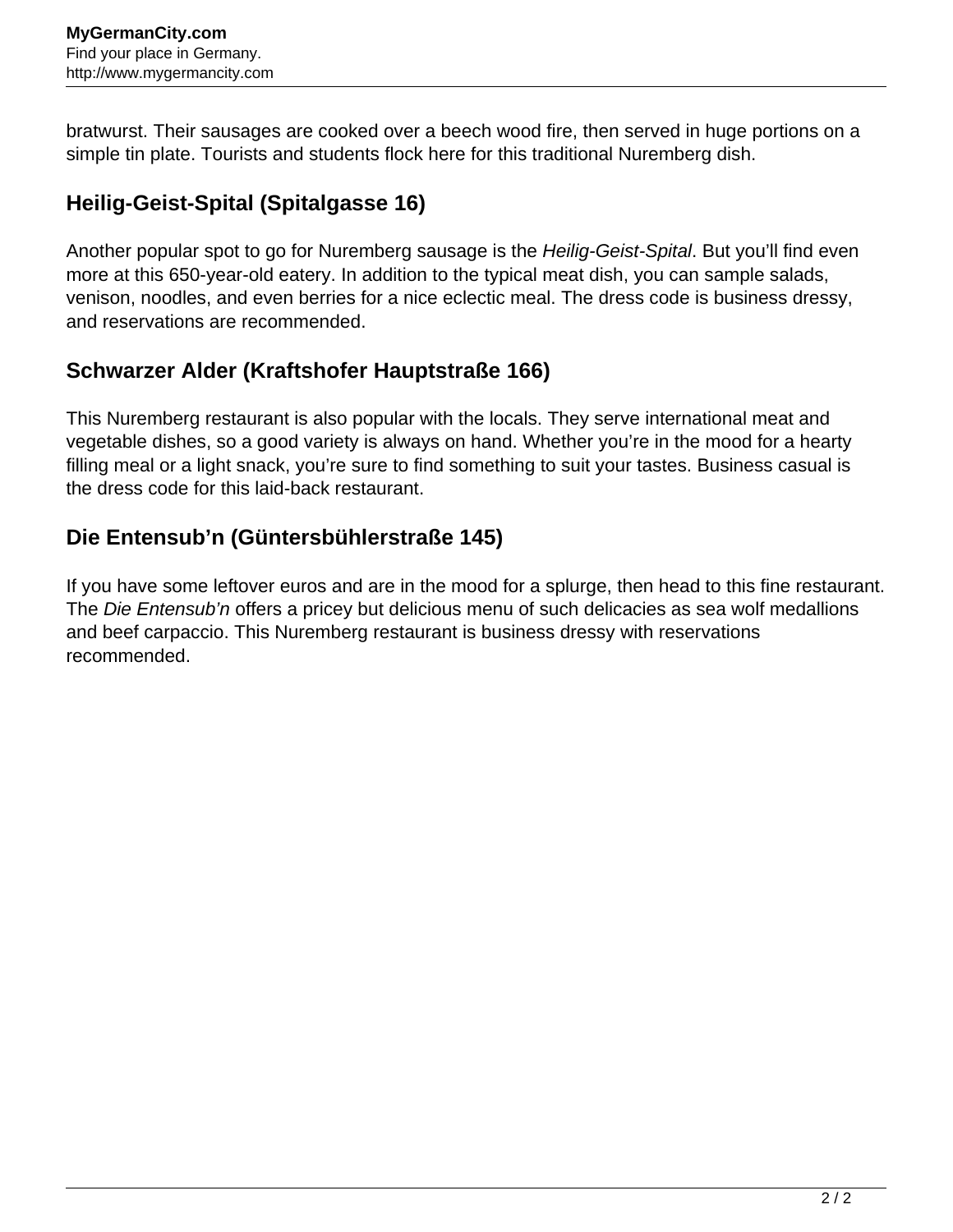bratwurst. Their sausages are cooked over a beech wood fire, then served in huge portions on a simple tin plate. Tourists and students flock here for this traditional Nuremberg dish.

## Heilig-Geist-Spital (Spitalgasse 16)

Another popular spot to go for Nuremberg sausage is the *Heilig-Geist-Spital*. But you'll find even more at this 650-year-old eatery. In addition to the typical meat dish, you can sample salads, venison, noodles, and even berries for a nice eclectic meal. The dress code is business dressy, and reservations are recommended.

## Schwarzer Alder (Kraftshofer Hauptstraße 166)

This Nuremberg restaurant is also popular with the locals. They serve international meat and vegetable dishes, so a good variety is always on hand. Whether you're in the mood for a hearty filling meal or a light snack, you're sure to find something to suit your tastes. Business casual is the dress code for this laid-back restaurant.

## Die Entensub'n (Güntersbühlerstraße 145)

If you have some leftover euros and are in the mood for a splurge, then head to this fine restaurant. The *Die Entensub'n* offers a pricey but delicious menu of such delicacies as sea wolf medallions and beef carpaccio. This Nuremberg restaurant is business dressy with reservations recommended.